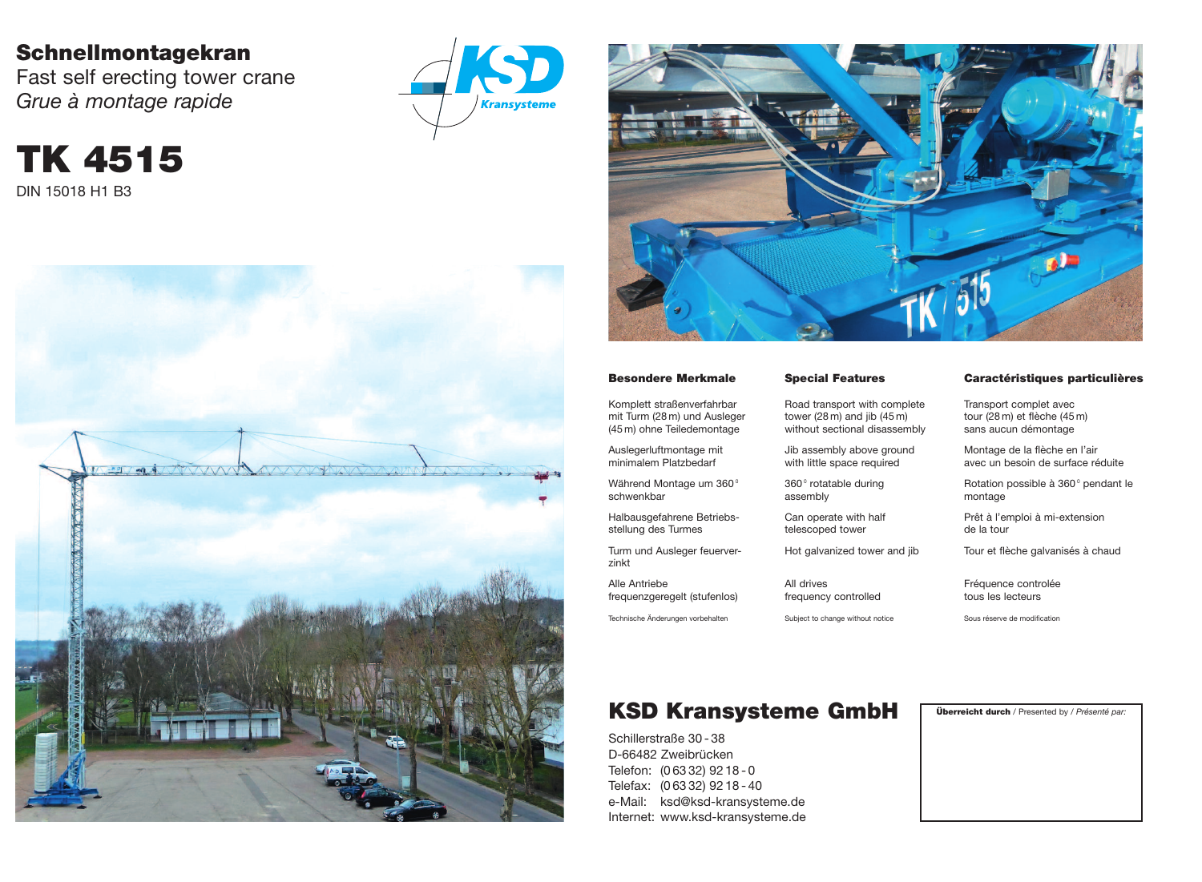# Schnellmontagekran

Fast self erecting tower crane

*Grue à montage rapide*

KSD *Kransysteme*

# TK 4515

DIN 15018 H1 B3

### Besondere Merkmale

Komplett straßenverfahrbar mit Turm (28 m) und Ausleger (45 m) ohne Teiledemontage

Auslegerluftmontage mit minimalem Platzbedarf

Während Montage um 360° schwenkbar

Halbausgefahrene Betriebsstellung des Turmes

Turm und Ausleger feuerverzinkt

Alle Antriebe frequenzgeregelt (stufenlos)

Technische Änderungen vorbehalten

### Special Features

Road transport with complete tower (28 m) and jib (45 m) without sectional disassembly

Jib assembly above ground with little space required

360° rotatable during assembly

Can operate with half telescoped tower

Hot galvanized tower and jib

All drives frequency controlled

Subject to change without notice

### Caractéristiques particulières

Transport complet avec tour (28 m) et flèche (45 m) sans aucun démontage

Montage de la flèche en l'air avec un besoin de surface réduite

Rotation possible à 360° pendant le montage

Prêt à l'emploi à mi-extension de la tour

Tour et flèche galvanisés à chaud

Fréquence controlée tous les lecteurs

Sous réserve de modification

## KSD Kransysteme GmbH

Schillerstraße 30 - 38  
D-66482 Zweibrücken  
Telefon: (0 63 32) 92 18 - 0  
Telefax: (0 63 32) 92 18 - 40  
e-Mail: ksd@ksd-kransysteme.de  
Internet: www.ksd-kransysteme.de

**Überreicht durch** / Presented by / *Présenté par:*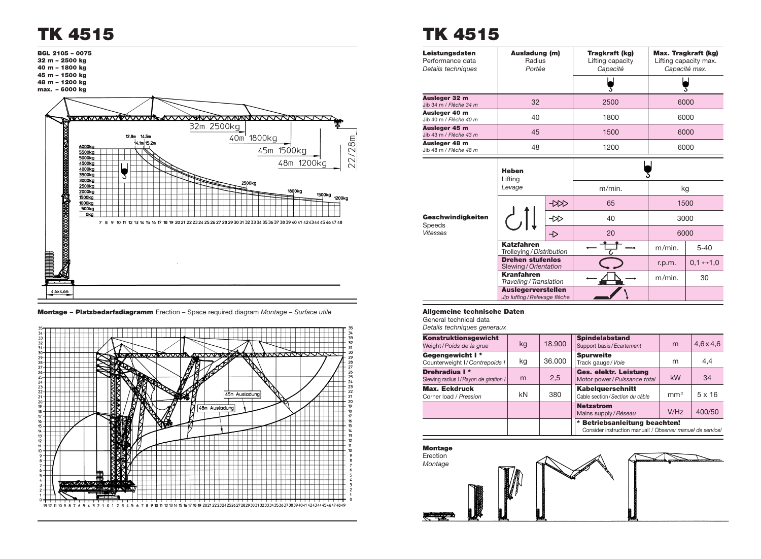# TK 4515

BGL 2105 – 0075
32 m – 2500 kg
40 m – 1800 kg
45 m – 1500 kg
48 m – 1200 kg
max. – 6000 kg

32m 2500kg
40m 1800kg
45m 1500kg
48m 1200kg
22/28m
12,8m 14,5m
14,1m 15,2m
6000kg
5500kg
5000kg
4500kg
4000kg
3500kg
3000kg
2500kg
2000kg
1500kg
1000kg
500kg
0kg
2500kg
1800kg
1500kg
1200kg
7 8 9 10 11 12 13 14 15 16 17 18 19 20 21 22 23 24 25 26 27 28 29 30 31 32 33 34 35 36 37 38 39 40 41 42 43 44 45 46 47 48
4,6x4,6m

**Montage – Platzbedarfsdiagramm** Erection – Space required diagram *Montage – Surface utile*

45m Ausladung
48m Ausladung

# TK 4515

| **Leistungsdaten** Performance data *Details techniques* | **Ausladung (m)** Radius *Portée* | **Tragkraft (kg)** Lifting capacity *Capacité* | **Max. Tragkraft (kg)** Lifting capacity max. *Capacité max.* |
|---|---|---|---|
| **Ausleger 32 m** Jib 34 m / *Flèche 34 m* | 32 | 2500 | 6000 |
| **Ausleger 40 m** Jib 40 m / *Flèche 40 m* | 40 | 1800 | 6000 |
| **Ausleger 45 m** Jib 43 m / *Flèche 43 m* | 45 | 1500 | 6000 |
| **Ausleger 48 m** Jib 48 m / *Flèche 48 m* | 48 | 1200 | 6000 |

| **Geschwindigkeiten** Speeds *Vitesses* | | | | |
|---|---|---|---|---|
| **Heben** Lifting *Levage* | | m/min. | kg | |
| | ⊳⊳⊳ | 65 | 1500 | |
| | ⊳⊳ | 40 | 3000 | |
| | ⊳ | 20 | 6000 | |
| **Katzfahren** Trolleying / *Distribution* | | | m/min. | 5-40 |
| **Drehen stufenlos** Slewing / *Orientation* | | | r.p.m. | 0,1 ↔ 1,0 |
| **Kranfahren** *Traveling / Translation* | | | m/min. | 30 |
| **Auslegerverstellen** *Jip luffing / Relevage flèche* | | | | |

**Allgemeine technische Daten**
General technical data
*Details techniques generaux*

| | | | | | |
|---|---|---|---|---|---|
| **Konstruktionsgewicht** Weight / *Poids de la grue* | kg | 18.900 | **Spindelabstand** Support basis / *Ecartement* | m | 4,6 x 4,6 |
| **Gegengewicht I \*** Counterweight I / *Contrepoids I* | kg | 36.000 | **Spurweite** Track gauge / *Voie* | m | 4,4 |
| **Drehradius I \*** Slewing radius I / *Rayon de giration I* | m | 2,5 | **Ges. elektr. Leistung** Motor power / *Puissance total* | kW | 34 |
| **Max. Eckdruck** Corner load / *Pression* | kN | 380 | **Kabelquerschnitt** Cable section / *Section du câble* | $mm^2$ | 5 x 16 |
| | | | **Netzstrom** Mains supply / *Réseau* | V/Hz | 400/50 |
| | | | **\* Betriebsanleitung beachten!** Consider instruction manual! / *Observer manuel de service!* | | |

**Montage**
Erection
*Montage*